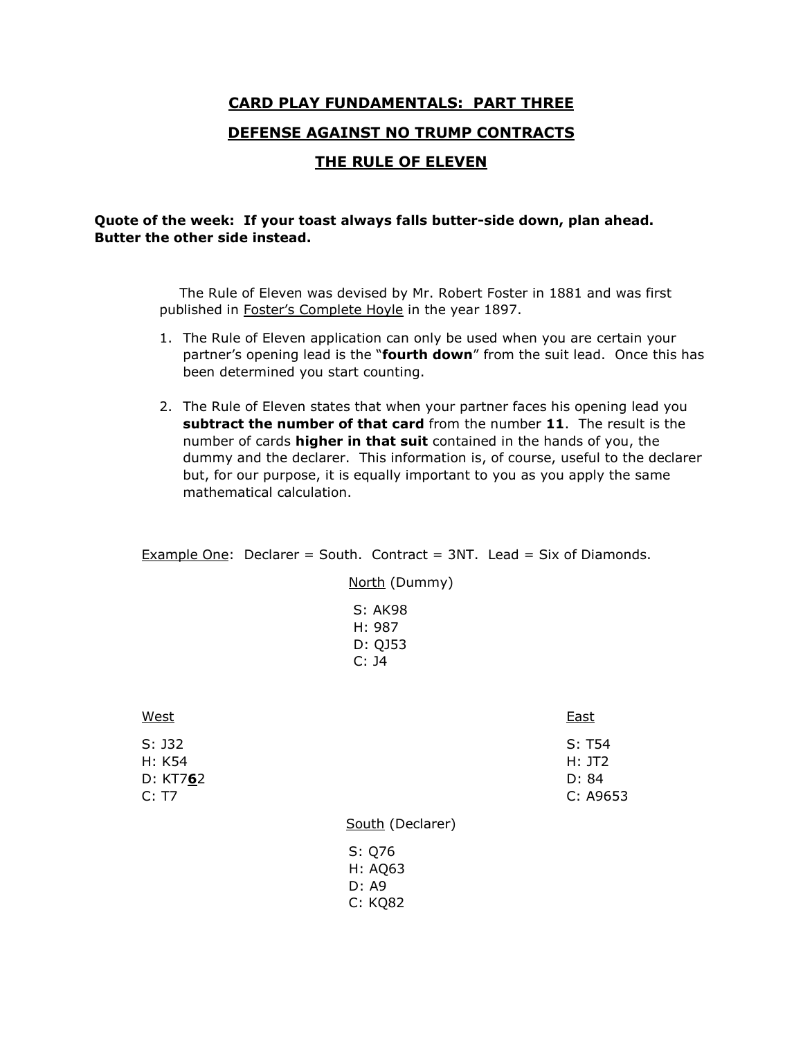# CARD PLAY FUNDAMENTALS: PART THREE

## DEFENSE AGAINST NO TRUMP CONTRACTS

## THE RULE OF ELEVEN

**Quote of the week: If your toast always falls butter-side down, plan ahead. Butter the other side instead.**

The Rule of Eleven was devised by Mr. Robert Foster in 1881 and was first published in Foster's Complete Hoyle in the year 1897.

1. The Rule of Eleven application can only be used when you are certain your partner's opening lead is the "**fourth down**" from the suit lead. Once this has been determined you start counting.

2. The Rule of Eleven states that when your partner faces his opening lead you **subtract the number of that card** from the number **11**. The result is the number of cards **higher in that suit** contained in the hands of you, the dummy and the declarer. This information is, of course, useful to the declarer but, for our purpose, it is equally important to you as you apply the same mathematical calculation.

Example One: Declarer = South. Contract = 3NT. Lead = Six of Diamonds.

North (Dummy)

S: AK98
H: 987
D: QJ53
C: J4

West

S: J32
H: K54
D: KT7**6**2
C: T7

East

S: T54
H: JT2
D: 84
C: A9653

South (Declarer)

S: Q76
H: AQ63
D: A9
C: KQ82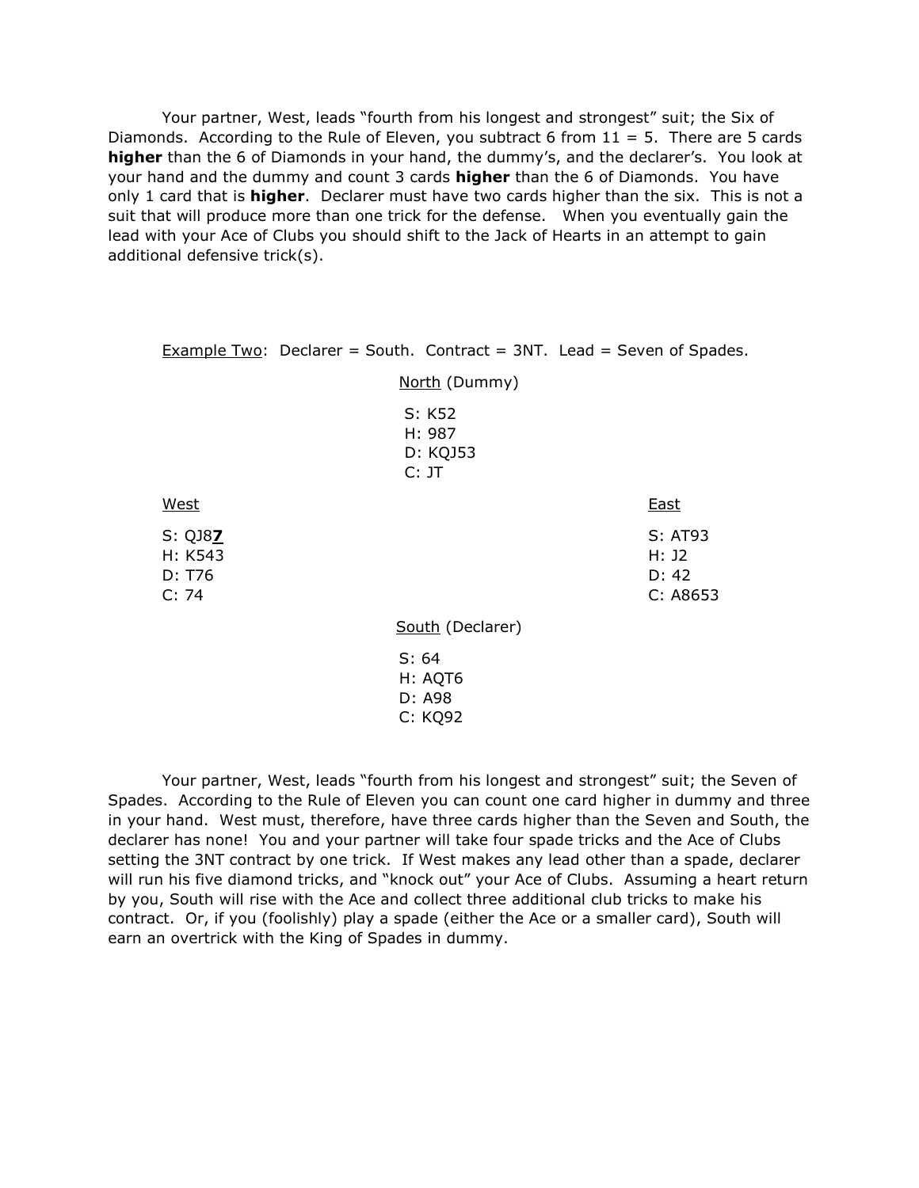Your partner, West, leads “fourth from his longest and strongest” suit; the Six of Diamonds. According to the Rule of Eleven, you subtract 6 from 11 = 5. There are 5 cards **higher** than the 6 of Diamonds in your hand, the dummy’s, and the declarer’s. You look at your hand and the dummy and count 3 cards **higher** than the 6 of Diamonds. You have only 1 card that is **higher**. Declarer must have two cards higher than the six. This is not a suit that will produce more than one trick for the defense. When you eventually gain the lead with your Ace of Clubs you should shift to the Jack of Hearts in an attempt to gain additional defensive trick(s).

Example Two: Declarer = South. Contract = 3NT. Lead = Seven of Spades.

North (Dummy)

S: K52
H: 987
D: KQJ53
C: JT

West

S: QJ8**7**
H: K543
D: T76
C: 74

East

S: AT93
H: J2
D: 42
C: A8653

South (Declarer)

S: 64
H: AQT6
D: A98
C: KQ92

Your partner, West, leads “fourth from his longest and strongest” suit; the Seven of Spades. According to the Rule of Eleven you can count one card higher in dummy and three in your hand. West must, therefore, have three cards higher than the Seven and South, the declarer has none! You and your partner will take four spade tricks and the Ace of Clubs setting the 3NT contract by one trick. If West makes any lead other than a spade, declarer will run his five diamond tricks, and “knock out” your Ace of Clubs. Assuming a heart return by you, South will rise with the Ace and collect three additional club tricks to make his contract. Or, if you (foolishly) play a spade (either the Ace or a smaller card), South will earn an overtrick with the King of Spades in dummy.